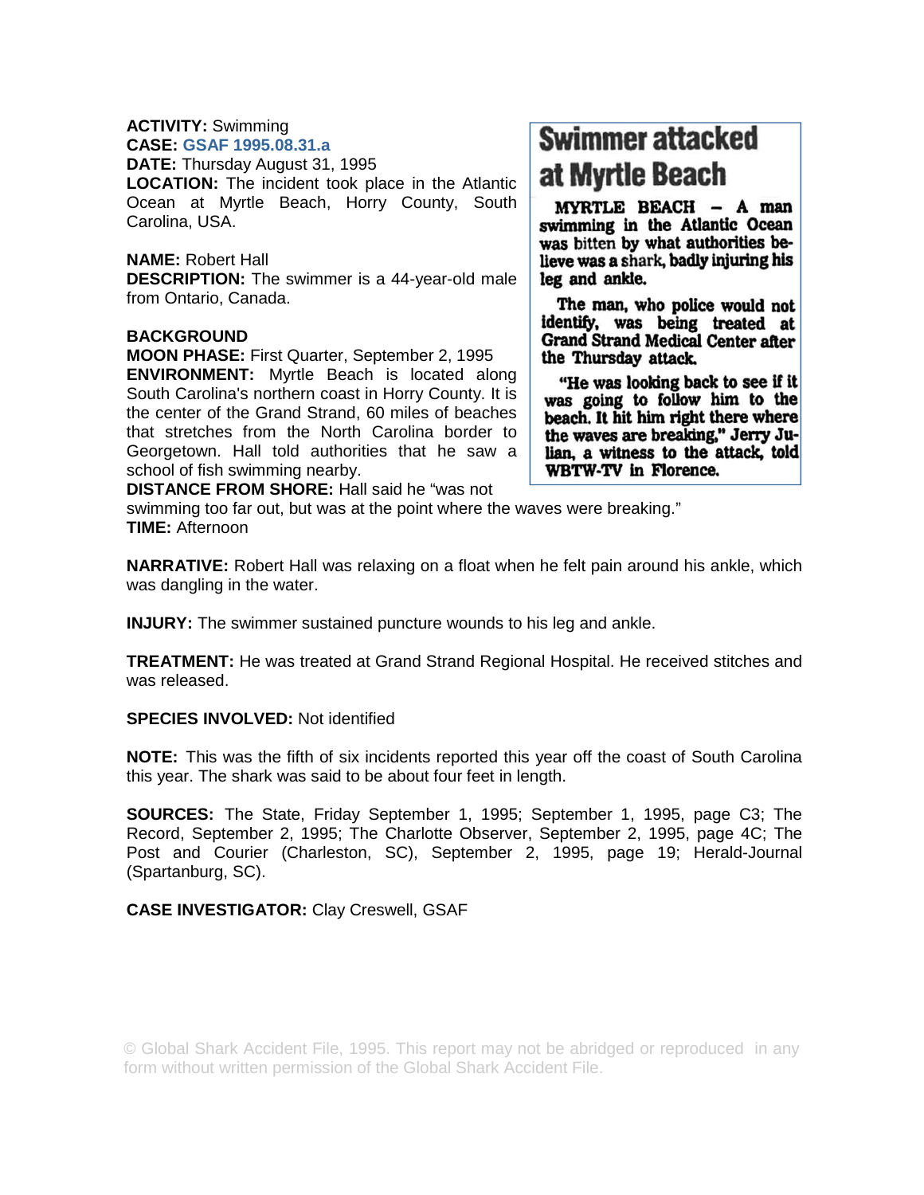**ACTIVITY:** Swimming
**CASE:** GSAF 1995.08.31.a
**DATE:** Thursday August 31, 1995
**LOCATION:** The incident took place in the Atlantic Ocean at Myrtle Beach, Horry County, South Carolina, USA.

**NAME:** Robert Hall
**DESCRIPTION:** The swimmer is a 44-year-old male from Ontario, Canada.

**BACKGROUND**
**MOON PHASE:** First Quarter, September 2, 1995
**ENVIRONMENT:** Myrtle Beach is located along South Carolina's northern coast in Horry County. It is the center of the Grand Strand, 60 miles of beaches that stretches from the North Carolina border to Georgetown. Hall told authorities that he saw a school of fish swimming nearby.
**DISTANCE FROM SHORE:** Hall said he "was not swimming too far out, but was at the point where the waves were breaking."
**TIME:** Afternoon

> **Swimmer attacked at Myrtle Beach**
>
> MYRTLE BEACH – A man swimming in the Atlantic Ocean was bitten by what authorities believe was a shark, badly injuring his leg and ankle.
>
> The man, who police would not identify, was being treated at Grand Strand Medical Center after the Thursday attack.
>
> "He was looking back to see if it was going to follow him to the beach. It hit him right there where the waves are breaking," Jerry Julian, a witness to the attack, told WBTW-TV in Florence.

**NARRATIVE:** Robert Hall was relaxing on a float when he felt pain around his ankle, which was dangling in the water.

**INJURY:** The swimmer sustained puncture wounds to his leg and ankle.

**TREATMENT:** He was treated at Grand Strand Regional Hospital. He received stitches and was released.

**SPECIES INVOLVED:** Not identified

**NOTE:** This was the fifth of six incidents reported this year off the coast of South Carolina this year. The shark was said to be about four feet in length.

**SOURCES:** The State, Friday September 1, 1995; September 1, 1995, page C3; The Record, September 2, 1995; The Charlotte Observer, September 2, 1995, page 4C; The Post and Courier (Charleston, SC), September 2, 1995, page 19; Herald-Journal (Spartanburg, SC).

**CASE INVESTIGATOR:** Clay Creswell, GSAF

© Global Shark Accident File, 1995. This report may not be abridged or reproduced in any form without written permission of the Global Shark Accident File.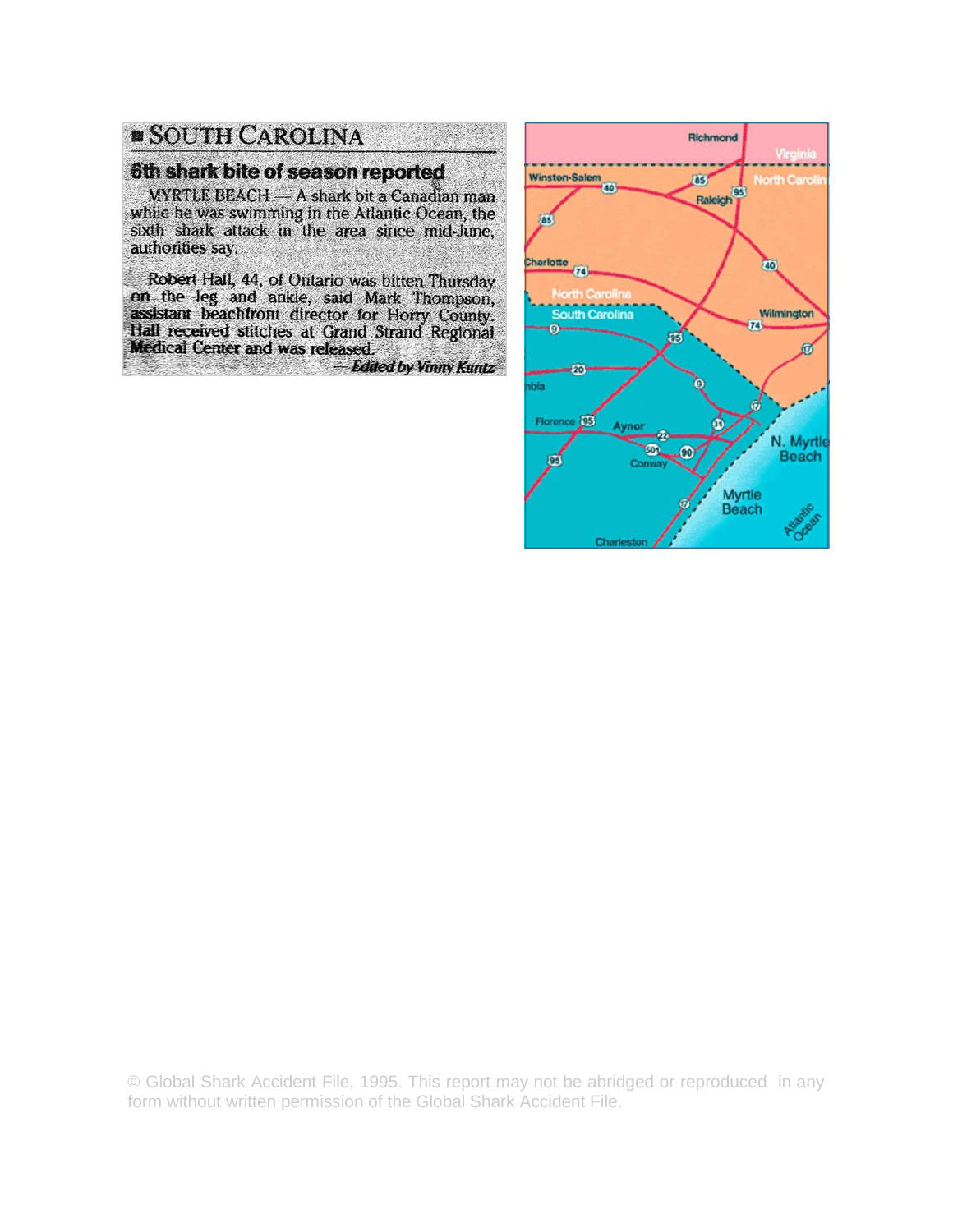## SOUTH CAROLINA

### 6th shark bite of season reported

MYRTLE BEACH — A shark bit a Canadian man while he was swimming in the Atlantic Ocean, the sixth shark attack in the area since mid-June, authorities say.

Robert Hall, 44, of Ontario was bitten Thursday on the leg and ankle, said Mark Thompson, assistant beachfront director for Horry County. Hall received stitches at Grand Strand Regional Medical Center and was released.

*— Edited by Vinny Kuntz*